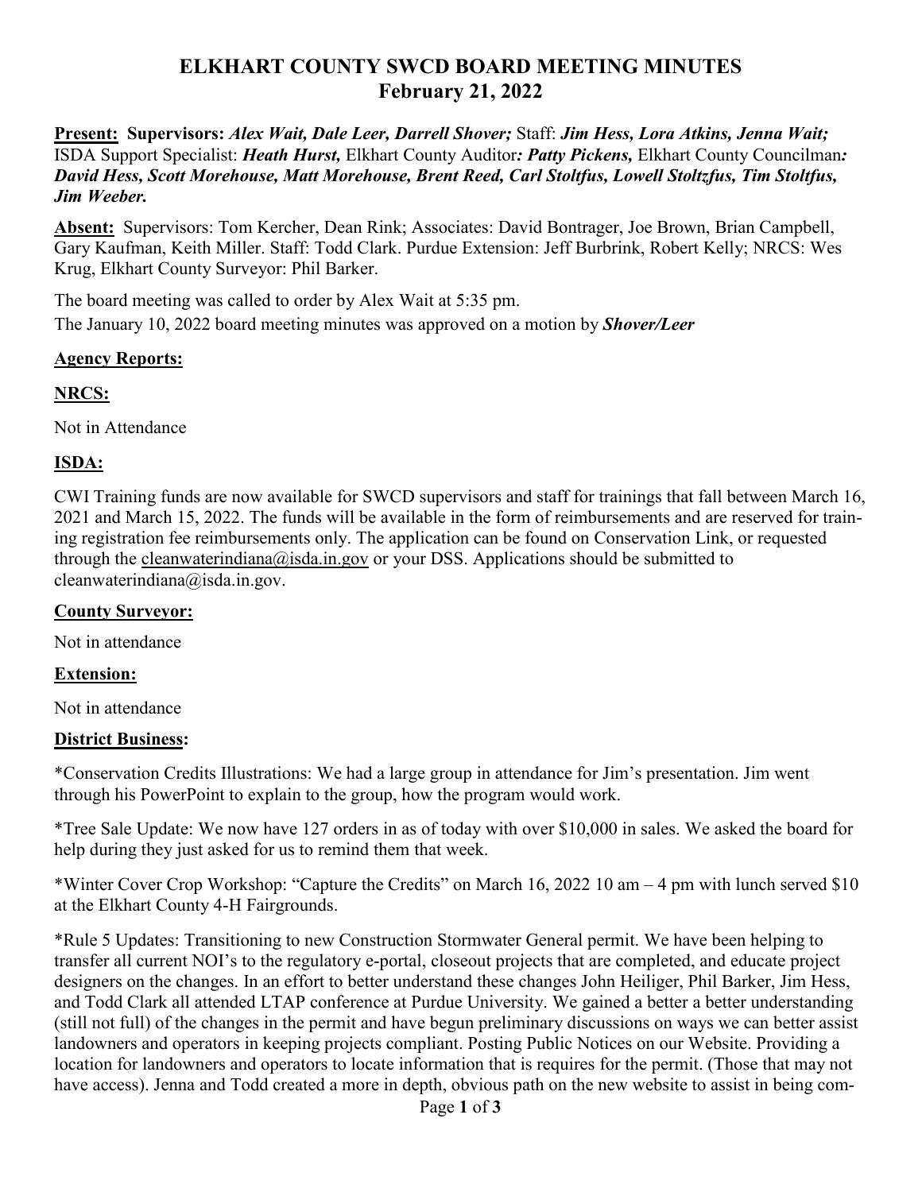# ELKHART COUNTY SWCD BOARD MEETING MINUTES
## February 21, 2022

**Present: Supervisors:** ***Alex Wait, Dale Leer, Darrell Shover;*** Staff: ***Jim Hess, Lora Atkins, Jenna Wait;*** ISDA Support Specialist: ***Heath Hurst,*** Elkhart County Auditor***: Patty Pickens,*** Elkhart County Councilman***: David Hess, Scott Morehouse, Matt Morehouse, Brent Reed, Carl Stoltfus, Lowell Stoltzfus, Tim Stoltfus, Jim Weeber.***

**Absent:** Supervisors: Tom Kercher, Dean Rink; Associates: David Bontrager, Joe Brown, Brian Campbell, Gary Kaufman, Keith Miller. Staff: Todd Clark. Purdue Extension: Jeff Burbrink, Robert Kelly; NRCS: Wes Krug, Elkhart County Surveyor: Phil Barker.

The board meeting was called to order by Alex Wait at 5:35 pm.

The January 10, 2022 board meeting minutes was approved on a motion by ***Shover/Leer***

**Agency Reports:**

**NRCS:**

Not in Attendance

**ISDA:**

CWI Training funds are now available for SWCD supervisors and staff for trainings that fall between March 16, 2021 and March 15, 2022. The funds will be available in the form of reimbursements and are reserved for training registration fee reimbursements only. The application can be found on Conservation Link, or requested through the cleanwaterindiana@isda.in.gov or your DSS. Applications should be submitted to cleanwaterindiana@isda.in.gov.

**County Surveyor:**

Not in attendance

**Extension:**

Not in attendance

**District Business:**

*Conservation Credits Illustrations: We had a large group in attendance for Jim's presentation. Jim went through his PowerPoint to explain to the group, how the program would work.

*Tree Sale Update: We now have 127 orders in as of today with over $10,000 in sales. We asked the board for help during they just asked for us to remind them that week.

*Winter Cover Crop Workshop: "Capture the Credits" on March 16, 2022 10 am – 4 pm with lunch served $10 at the Elkhart County 4-H Fairgrounds.

*Rule 5 Updates: Transitioning to new Construction Stormwater General permit. We have been helping to transfer all current NOI's to the regulatory e-portal, closeout projects that are completed, and educate project designers on the changes. In an effort to better understand these changes John Heiliger, Phil Barker, Jim Hess, and Todd Clark all attended LTAP conference at Purdue University. We gained a better a better understanding (still not full) of the changes in the permit and have begun preliminary discussions on ways we can better assist landowners and operators in keeping projects compliant. Posting Public Notices on our Website. Providing a location for landowners and operators to locate information that is requires for the permit. (Those that may not have access). Jenna and Todd created a more in depth, obvious path on the new website to assist in being com-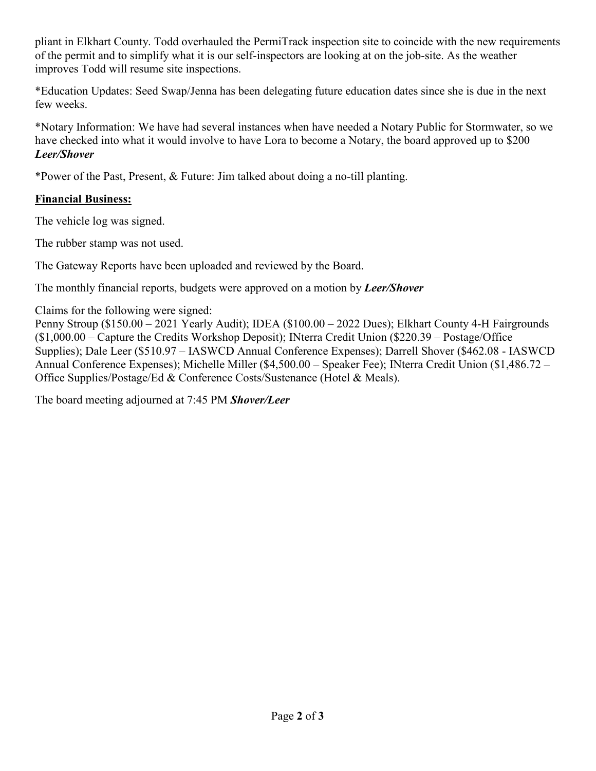pliant in Elkhart County. Todd overhauled the PermiTrack inspection site to coincide with the new requirements of the permit and to simplify what it is our self-inspectors are looking at on the job-site. As the weather improves Todd will resume site inspections.

*Education Updates: Seed Swap/Jenna has been delegating future education dates since she is due in the next few weeks.

*Notary Information: We have had several instances when have needed a Notary Public for Stormwater, so we have checked into what it would involve to have Lora to become a Notary, the board approved up to $200 ***Leer/Shover***

*Power of the Past, Present, & Future: Jim talked about doing a no-till planting.

**Financial Business:**

The vehicle log was signed.

The rubber stamp was not used.

The Gateway Reports have been uploaded and reviewed by the Board.

The monthly financial reports, budgets were approved on a motion by ***Leer/Shover***

Claims for the following were signed:
Penny Stroup ($150.00 – 2021 Yearly Audit); IDEA ($100.00 – 2022 Dues); Elkhart County 4-H Fairgrounds ($1,000.00 – Capture the Credits Workshop Deposit); INterra Credit Union ($220.39 – Postage/Office Supplies); Dale Leer ($510.97 – IASWCD Annual Conference Expenses); Darrell Shover ($462.08 - IASWCD Annual Conference Expenses); Michelle Miller ($4,500.00 – Speaker Fee); INterra Credit Union ($1,486.72 – Office Supplies/Postage/Ed & Conference Costs/Sustenance (Hotel & Meals).

The board meeting adjourned at 7:45 PM ***Shover/Leer***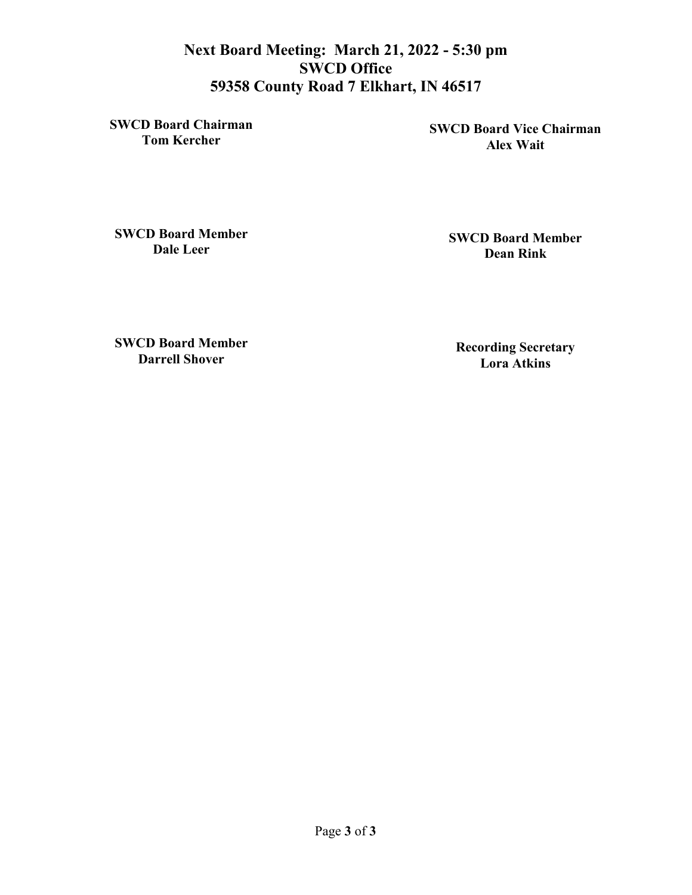## Next Board Meeting: March 21, 2022 - 5:30 pm
## SWCD Office
## 59358 County Road 7 Elkhart, IN 46517

**SWCD Board Chairman**
**Tom Kercher**

**SWCD Board Vice Chairman**
**Alex Wait**

**SWCD Board Member**
**Dale Leer**

**SWCD Board Member**
**Dean Rink**

**SWCD Board Member**
**Darrell Shover**

**Recording Secretary**
**Lora Atkins**